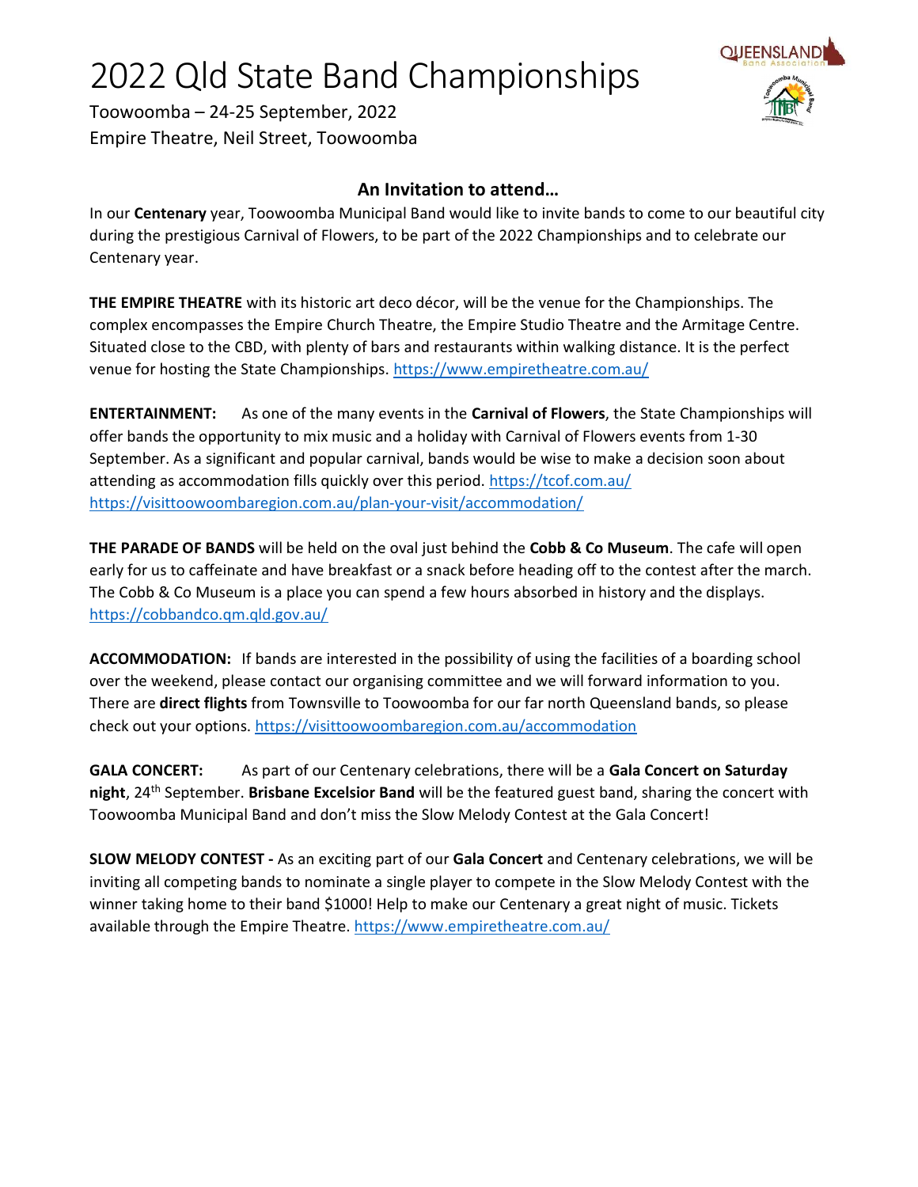# 2022 Qld State Band Championships

Toowoomba – 24-25 September, 2022
Empire Theatre, Neil Street, Toowoomba

## An Invitation to attend…

In our **Centenary** year, Toowoomba Municipal Band would like to invite bands to come to our beautiful city during the prestigious Carnival of Flowers, to be part of the 2022 Championships and to celebrate our Centenary year.

**THE EMPIRE THEATRE** with its historic art deco décor, will be the venue for the Championships. The complex encompasses the Empire Church Theatre, the Empire Studio Theatre and the Armitage Centre. Situated close to the CBD, with plenty of bars and restaurants within walking distance. It is the perfect venue for hosting the State Championships. https://www.empiretheatre.com.au/

**ENTERTAINMENT:** As one of the many events in the **Carnival of Flowers**, the State Championships will offer bands the opportunity to mix music and a holiday with Carnival of Flowers events from 1-30 September. As a significant and popular carnival, bands would be wise to make a decision soon about attending as accommodation fills quickly over this period. https://tcof.com.au/ https://visittoowoombaregion.com.au/plan-your-visit/accommodation/

**THE PARADE OF BANDS** will be held on the oval just behind the **Cobb & Co Museum**. The cafe will open early for us to caffeinate and have breakfast or a snack before heading off to the contest after the march. The Cobb & Co Museum is a place you can spend a few hours absorbed in history and the displays. https://cobbandco.qm.qld.gov.au/

**ACCOMMODATION:** If bands are interested in the possibility of using the facilities of a boarding school over the weekend, please contact our organising committee and we will forward information to you. There are **direct flights** from Townsville to Toowoomba for our far north Queensland bands, so please check out your options. https://visittoowoombaregion.com.au/accommodation

**GALA CONCERT:** As part of our Centenary celebrations, there will be a **Gala Concert on Saturday night**, 24th September. **Brisbane Excelsior Band** will be the featured guest band, sharing the concert with Toowoomba Municipal Band and don't miss the Slow Melody Contest at the Gala Concert!

**SLOW MELODY CONTEST -** As an exciting part of our **Gala Concert** and Centenary celebrations, we will be inviting all competing bands to nominate a single player to compete in the Slow Melody Contest with the winner taking home to their band $1000! Help to make our Centenary a great night of music. Tickets available through the Empire Theatre. https://www.empiretheatre.com.au/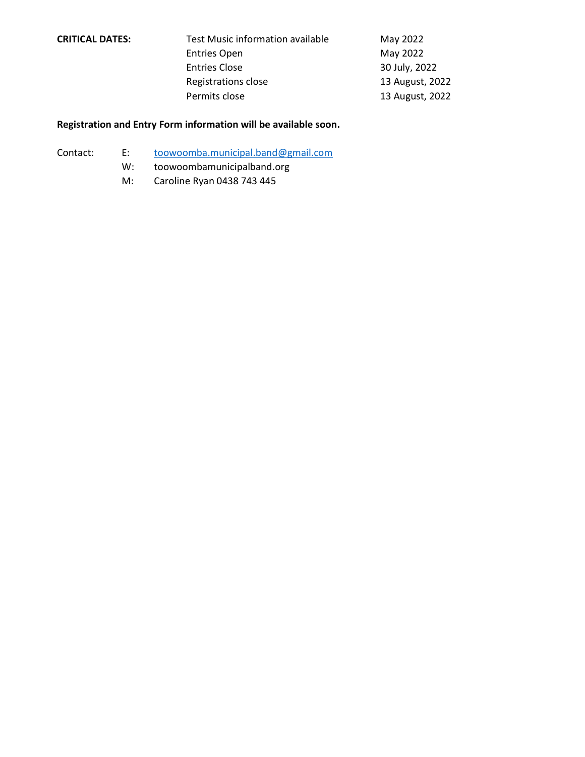| | | |
|---|---|---|
| **CRITICAL DATES:** | Test Music information available | May 2022 |
| | Entries Open | May 2022 |
| | Entries Close | 30 July, 2022 |
| | Registrations close | 13 August, 2022 |
| | Permits close | 13 August, 2022 |

**Registration and Entry Form information will be available soon.**

Contact: E: toowoomba.municipal.band@gmail.com
W: toowoombamunicipalband.org
M: Caroline Ryan 0438 743 445